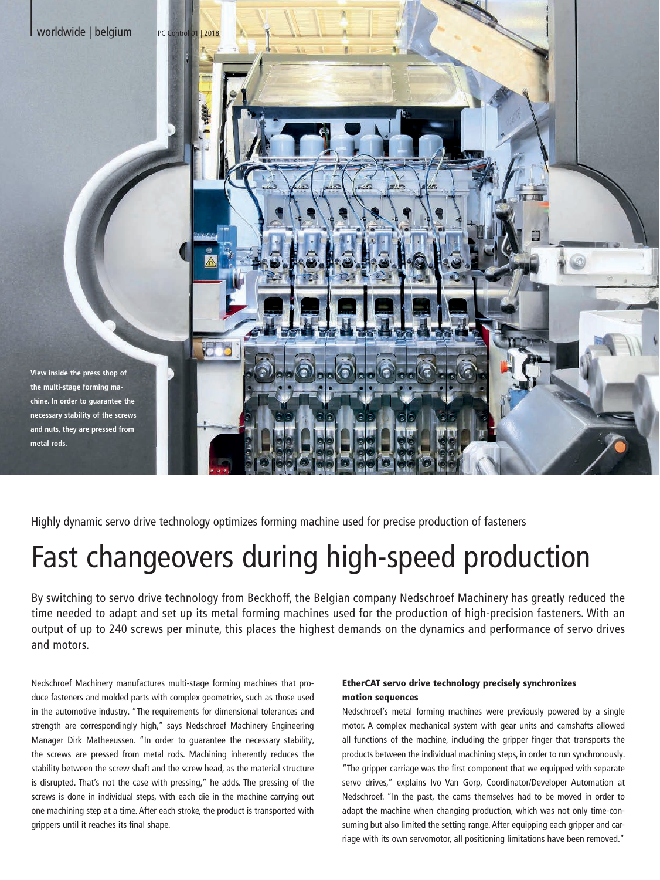View inside the press shop of the multi-stage forming machine. In order to guarantee the necessary stability of the screws and nuts, they are pressed from metal rods.

Highly dynamic servo drive technology optimizes forming machine used for precise production of fasteners

# Fast changeovers during high-speed production

By switching to servo drive technology from Beckhoff, the Belgian company Nedschroef Machinery has greatly reduced the time needed to adapt and set up its metal forming machines used for the production of high-precision fasteners. With an output of up to 240 screws per minute, this places the highest demands on the dynamics and performance of servo drives and motors.

Nedschroef Machinery manufactures multi-stage forming machines that produce fasteners and molded parts with complex geometries, such as those used in the automotive industry. "The requirements for dimensional tolerances and strength are correspondingly high," says Nedschroef Machinery Engineering Manager Dirk Matheeussen. "In order to guarantee the necessary stability, the screws are pressed from metal rods. Machining inherently reduces the stability between the screw shaft and the screw head, as the material structure is disrupted. That's not the case with pressing," he adds. The pressing of the screws is done in individual steps, with each die in the machine carrying out one machining step at a time. After each stroke, the product is transported with grippers until it reaches its final shape.

**EtherCAT servo drive technology precisely synchronizes motion sequences**

Nedschroef's metal forming machines were previously powered by a single motor. A complex mechanical system with gear units and camshafts allowed all functions of the machine, including the gripper finger that transports the products between the individual machining steps, in order to run synchronously. "The gripper carriage was the first component that we equipped with separate servo drives," explains Ivo Van Gorp, Coordinator/Developer Automation at Nedschroef. "In the past, the cams themselves had to be moved in order to adapt the machine when changing production, which was not only time-consuming but also limited the setting range. After equipping each gripper and carriage with its own servomotor, all positioning limitations have been removed."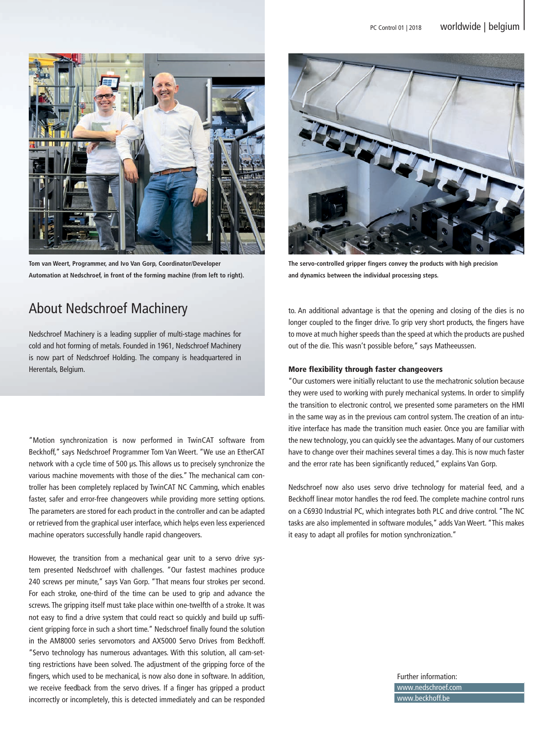Tom van Weert, Programmer, and Ivo Van Gorp, Coordinator/Developer Automation at Nedschroef, in front of the forming machine (from left to right).

## About Nedschroef Machinery

Nedschroef Machinery is a leading supplier of multi-stage machines for cold and hot forming of metals. Founded in 1961, Nedschroef Machinery is now part of Nedschroef Holding. The company is headquartered in Herentals, Belgium.

"Motion synchronization is now performed in TwinCAT software from Beckhoff," says Nedschroef Programmer Tom Van Weert. "We use an EtherCAT network with a cycle time of 500 µs. This allows us to precisely synchronize the various machine movements with those of the dies." The mechanical cam controller has been completely replaced by TwinCAT NC Camming, which enables faster, safer and error-free changeovers while providing more setting options. The parameters are stored for each product in the controller and can be adapted or retrieved from the graphical user interface, which helps even less experienced machine operators successfully handle rapid changeovers.

However, the transition from a mechanical gear unit to a servo drive system presented Nedschroef with challenges. "Our fastest machines produce 240 screws per minute," says Van Gorp. "That means four strokes per second. For each stroke, one-third of the time can be used to grip and advance the screws. The gripping itself must take place within one-twelfth of a stroke. It was not easy to find a drive system that could react so quickly and build up sufficient gripping force in such a short time." Nedschroef finally found the solution in the AM8000 series servomotors and AX5000 Servo Drives from Beckhoff. "Servo technology has numerous advantages. With this solution, all cam-setting restrictions have been solved. The adjustment of the gripping force of the fingers, which used to be mechanical, is now also done in software. In addition, we receive feedback from the servo drives. If a finger has gripped a product incorrectly or incompletely, this is detected immediately and can be responded to. An additional advantage is that the opening and closing of the dies is no longer coupled to the finger drive. To grip very short products, the fingers have to move at much higher speeds than the speed at which the products are pushed out of the die. This wasn't possible before," says Matheeussen.

The servo-controlled gripper fingers convey the products with high precision and dynamics between the individual processing steps.

### More flexibility through faster changeovers

"Our customers were initially reluctant to use the mechatronic solution because they were used to working with purely mechanical systems. In order to simplify the transition to electronic control, we presented some parameters on the HMI in the same way as in the previous cam control system. The creation of an intuitive interface has made the transition much easier. Once you are familiar with the new technology, you can quickly see the advantages. Many of our customers have to change over their machines several times a day. This is now much faster and the error rate has been significantly reduced," explains Van Gorp.

Nedschroef now also uses servo drive technology for material feed, and a Beckhoff linear motor handles the rod feed. The complete machine control runs on a C6930 Industrial PC, which integrates both PLC and drive control. "The NC tasks are also implemented in software modules," adds Van Weert. "This makes it easy to adapt all profiles for motion synchronization."

Further information:
www.nedschroef.com
www.beckhoff.be